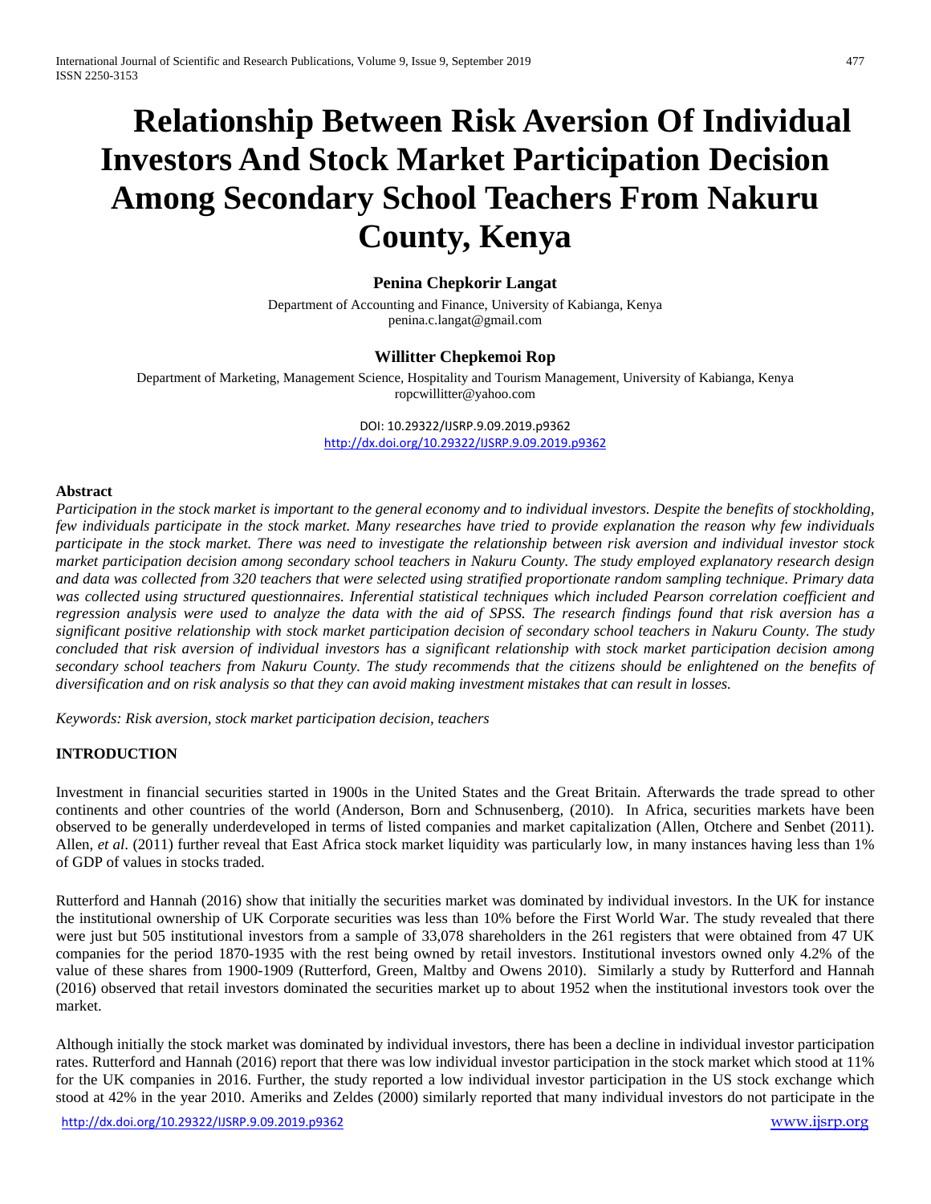# Relationship Between Risk Aversion Of Individual Investors And Stock Market Participation Decision Among Secondary School Teachers From Nakuru County, Kenya

**Penina Chepkorir Langat**

Department of Accounting and Finance, University of Kabianga, Kenya
penina.c.langat@gmail.com

**Willitter Chepkemoi Rop**

Department of Marketing, Management Science, Hospitality and Tourism Management, University of Kabianga, Kenya
ropcwillitter@yahoo.com

DOI: 10.29322/IJSRP.9.09.2019.p9362
http://dx.doi.org/10.29322/IJSRP.9.09.2019.p9362

**Abstract**

*Participation in the stock market is important to the general economy and to individual investors. Despite the benefits of stockholding, few individuals participate in the stock market. Many researches have tried to provide explanation the reason why few individuals participate in the stock market. There was need to investigate the relationship between risk aversion and individual investor stock market participation decision among secondary school teachers in Nakuru County. The study employed explanatory research design and data was collected from 320 teachers that were selected using stratified proportionate random sampling technique. Primary data was collected using structured questionnaires. Inferential statistical techniques which included Pearson correlation coefficient and regression analysis were used to analyze the data with the aid of SPSS. The research findings found that risk aversion has a significant positive relationship with stock market participation decision of secondary school teachers in Nakuru County. The study concluded that risk aversion of individual investors has a significant relationship with stock market participation decision among secondary school teachers from Nakuru County. The study recommends that the citizens should be enlightened on the benefits of diversification and on risk analysis so that they can avoid making investment mistakes that can result in losses.*

*Keywords: Risk aversion, stock market participation decision, teachers*

## INTRODUCTION

Investment in financial securities started in 1900s in the United States and the Great Britain. Afterwards the trade spread to other continents and other countries of the world (Anderson, Born and Schnusenberg, (2010). In Africa, securities markets have been observed to be generally underdeveloped in terms of listed companies and market capitalization (Allen, Otchere and Senbet (2011). Allen, *et al*. (2011) further reveal that East Africa stock market liquidity was particularly low, in many instances having less than 1% of GDP of values in stocks traded.

Rutterford and Hannah (2016) show that initially the securities market was dominated by individual investors. In the UK for instance the institutional ownership of UK Corporate securities was less than 10% before the First World War. The study revealed that there were just but 505 institutional investors from a sample of 33,078 shareholders in the 261 registers that were obtained from 47 UK companies for the period 1870-1935 with the rest being owned by retail investors. Institutional investors owned only 4.2% of the value of these shares from 1900-1909 (Rutterford, Green, Maltby and Owens 2010). Similarly a study by Rutterford and Hannah (2016) observed that retail investors dominated the securities market up to about 1952 when the institutional investors took over the market.

Although initially the stock market was dominated by individual investors, there has been a decline in individual investor participation rates. Rutterford and Hannah (2016) report that there was low individual investor participation in the stock market which stood at 11% for the UK companies in 2016. Further, the study reported a low individual investor participation in the US stock exchange which stood at 42% in the year 2010. Ameriks and Zeldes (2000) similarly reported that many individual investors do not participate in the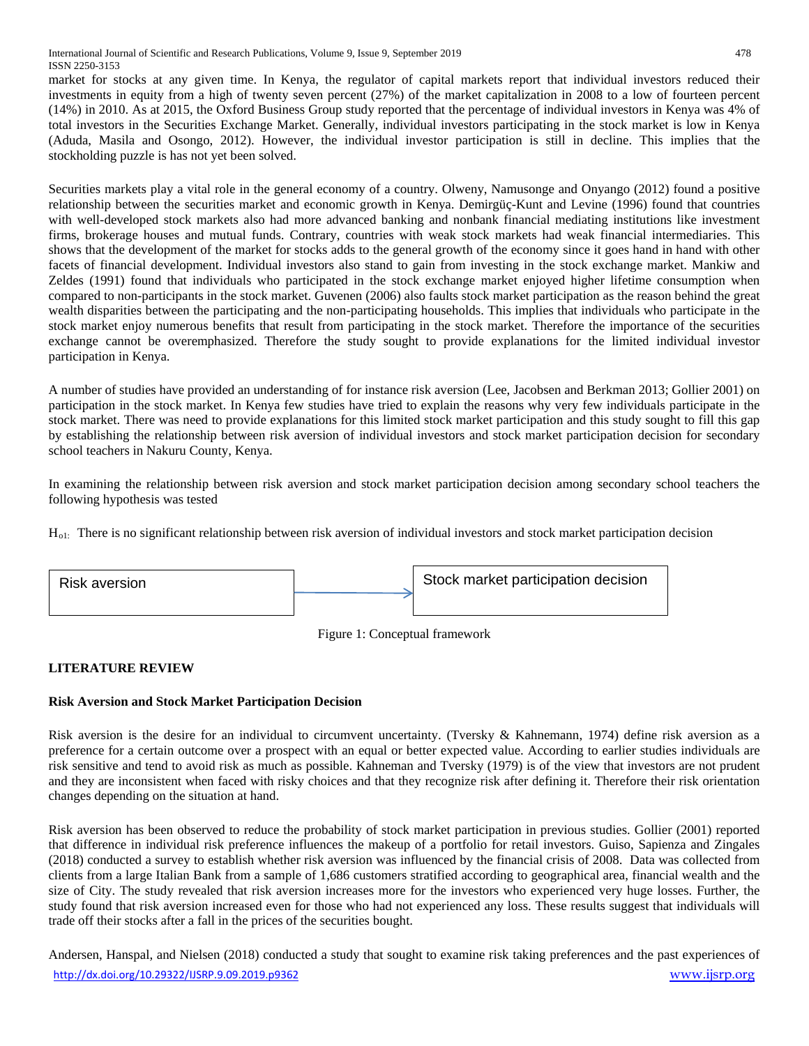market for stocks at any given time. In Kenya, the regulator of capital markets report that individual investors reduced their investments in equity from a high of twenty seven percent (27%) of the market capitalization in 2008 to a low of fourteen percent (14%) in 2010. As at 2015, the Oxford Business Group study reported that the percentage of individual investors in Kenya was 4% of total investors in the Securities Exchange Market. Generally, individual investors participating in the stock market is low in Kenya (Aduda, Masila and Osongo, 2012). However, the individual investor participation is still in decline. This implies that the stockholding puzzle is has not yet been solved.

Securities markets play a vital role in the general economy of a country. Olweny, Namusonge and Onyango (2012) found a positive relationship between the securities market and economic growth in Kenya. Demirgüç-Kunt and Levine (1996) found that countries with well-developed stock markets also had more advanced banking and nonbank financial mediating institutions like investment firms, brokerage houses and mutual funds. Contrary, countries with weak stock markets had weak financial intermediaries. This shows that the development of the market for stocks adds to the general growth of the economy since it goes hand in hand with other facets of financial development. Individual investors also stand to gain from investing in the stock exchange market. Mankiw and Zeldes (1991) found that individuals who participated in the stock exchange market enjoyed higher lifetime consumption when compared to non-participants in the stock market. Guvenen (2006) also faults stock market participation as the reason behind the great wealth disparities between the participating and the non-participating households. This implies that individuals who participate in the stock market enjoy numerous benefits that result from participating in the stock market. Therefore the importance of the securities exchange cannot be overemphasized. Therefore the study sought to provide explanations for the limited individual investor participation in Kenya.

A number of studies have provided an understanding of for instance risk aversion (Lee, Jacobsen and Berkman 2013; Gollier 2001) on participation in the stock market. In Kenya few studies have tried to explain the reasons why very few individuals participate in the stock market. There was need to provide explanations for this limited stock market participation and this study sought to fill this gap by establishing the relationship between risk aversion of individual investors and stock market participation decision for secondary school teachers in Nakuru County, Kenya.

In examining the relationship between risk aversion and stock market participation decision among secondary school teachers the following hypothesis was tested

$H_{o1:}$ There is no significant relationship between risk aversion of individual investors and stock market participation decision

Risk aversion → Stock market participation decision

Figure 1: Conceptual framework

## LITERATURE REVIEW

### Risk Aversion and Stock Market Participation Decision

Risk aversion is the desire for an individual to circumvent uncertainty. (Tversky & Kahnemann, 1974) define risk aversion as a preference for a certain outcome over a prospect with an equal or better expected value. According to earlier studies individuals are risk sensitive and tend to avoid risk as much as possible. Kahneman and Tversky (1979) is of the view that investors are not prudent and they are inconsistent when faced with risky choices and that they recognize risk after defining it. Therefore their risk orientation changes depending on the situation at hand.

Risk aversion has been observed to reduce the probability of stock market participation in previous studies. Gollier (2001) reported that difference in individual risk preference influences the makeup of a portfolio for retail investors. Guiso, Sapienza and Zingales (2018) conducted a survey to establish whether risk aversion was influenced by the financial crisis of 2008. Data was collected from clients from a large Italian Bank from a sample of 1,686 customers stratified according to geographical area, financial wealth and the size of City. The study revealed that risk aversion increases more for the investors who experienced very huge losses. Further, the study found that risk aversion increased even for those who had not experienced any loss. These results suggest that individuals will trade off their stocks after a fall in the prices of the securities bought.

Andersen, Hanspal, and Nielsen (2018) conducted a study that sought to examine risk taking preferences and the past experiences of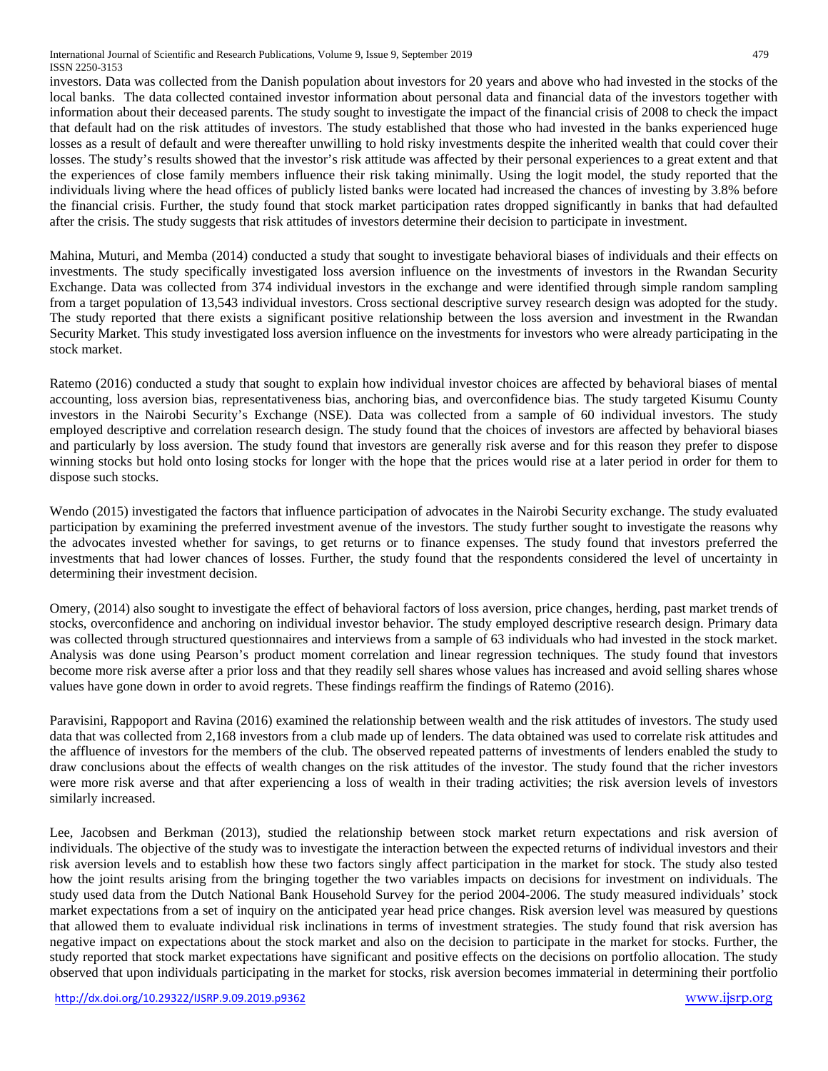investors. Data was collected from the Danish population about investors for 20 years and above who had invested in the stocks of the local banks. The data collected contained investor information about personal data and financial data of the investors together with information about their deceased parents. The study sought to investigate the impact of the financial crisis of 2008 to check the impact that default had on the risk attitudes of investors. The study established that those who had invested in the banks experienced huge losses as a result of default and were thereafter unwilling to hold risky investments despite the inherited wealth that could cover their losses. The study's results showed that the investor's risk attitude was affected by their personal experiences to a great extent and that the experiences of close family members influence their risk taking minimally. Using the logit model, the study reported that the individuals living where the head offices of publicly listed banks were located had increased the chances of investing by 3.8% before the financial crisis. Further, the study found that stock market participation rates dropped significantly in banks that had defaulted after the crisis. The study suggests that risk attitudes of investors determine their decision to participate in investment.

Mahina, Muturi, and Memba (2014) conducted a study that sought to investigate behavioral biases of individuals and their effects on investments. The study specifically investigated loss aversion influence on the investments of investors in the Rwandan Security Exchange. Data was collected from 374 individual investors in the exchange and were identified through simple random sampling from a target population of 13,543 individual investors. Cross sectional descriptive survey research design was adopted for the study. The study reported that there exists a significant positive relationship between the loss aversion and investment in the Rwandan Security Market. This study investigated loss aversion influence on the investments for investors who were already participating in the stock market.

Ratemo (2016) conducted a study that sought to explain how individual investor choices are affected by behavioral biases of mental accounting, loss aversion bias, representativeness bias, anchoring bias, and overconfidence bias. The study targeted Kisumu County investors in the Nairobi Security's Exchange (NSE). Data was collected from a sample of 60 individual investors. The study employed descriptive and correlation research design. The study found that the choices of investors are affected by behavioral biases and particularly by loss aversion. The study found that investors are generally risk averse and for this reason they prefer to dispose winning stocks but hold onto losing stocks for longer with the hope that the prices would rise at a later period in order for them to dispose such stocks.

Wendo (2015) investigated the factors that influence participation of advocates in the Nairobi Security exchange. The study evaluated participation by examining the preferred investment avenue of the investors. The study further sought to investigate the reasons why the advocates invested whether for savings, to get returns or to finance expenses. The study found that investors preferred the investments that had lower chances of losses. Further, the study found that the respondents considered the level of uncertainty in determining their investment decision.

Omery, (2014) also sought to investigate the effect of behavioral factors of loss aversion, price changes, herding, past market trends of stocks, overconfidence and anchoring on individual investor behavior. The study employed descriptive research design. Primary data was collected through structured questionnaires and interviews from a sample of 63 individuals who had invested in the stock market. Analysis was done using Pearson's product moment correlation and linear regression techniques. The study found that investors become more risk averse after a prior loss and that they readily sell shares whose values has increased and avoid selling shares whose values have gone down in order to avoid regrets. These findings reaffirm the findings of Ratemo (2016).

Paravisini, Rappoport and Ravina (2016) examined the relationship between wealth and the risk attitudes of investors. The study used data that was collected from 2,168 investors from a club made up of lenders. The data obtained was used to correlate risk attitudes and the affluence of investors for the members of the club. The observed repeated patterns of investments of lenders enabled the study to draw conclusions about the effects of wealth changes on the risk attitudes of the investor. The study found that the richer investors were more risk averse and that after experiencing a loss of wealth in their trading activities; the risk aversion levels of investors similarly increased.

Lee, Jacobsen and Berkman (2013), studied the relationship between stock market return expectations and risk aversion of individuals. The objective of the study was to investigate the interaction between the expected returns of individual investors and their risk aversion levels and to establish how these two factors singly affect participation in the market for stock. The study also tested how the joint results arising from the bringing together the two variables impacts on decisions for investment on individuals. The study used data from the Dutch National Bank Household Survey for the period 2004-2006. The study measured individuals' stock market expectations from a set of inquiry on the anticipated year head price changes. Risk aversion level was measured by questions that allowed them to evaluate individual risk inclinations in terms of investment strategies. The study found that risk aversion has negative impact on expectations about the stock market and also on the decision to participate in the market for stocks. Further, the study reported that stock market expectations have significant and positive effects on the decisions on portfolio allocation. The study observed that upon individuals participating in the market for stocks, risk aversion becomes immaterial in determining their portfolio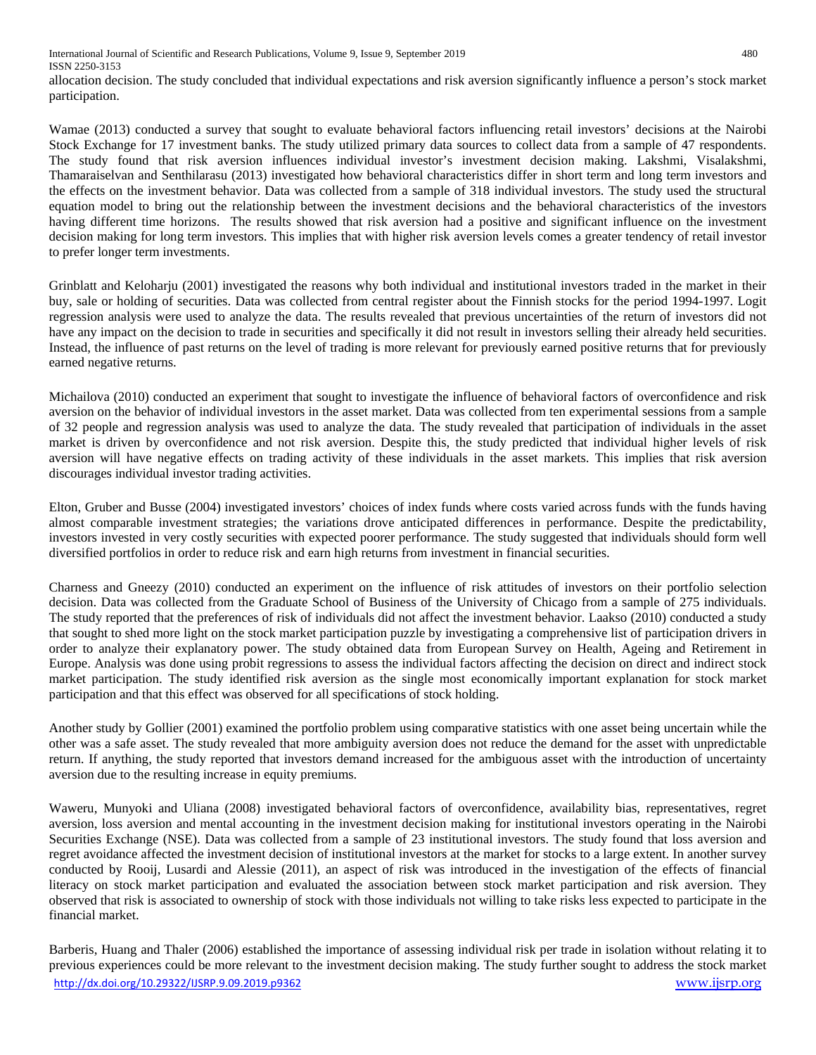allocation decision. The study concluded that individual expectations and risk aversion significantly influence a person's stock market participation.

Wamae (2013) conducted a survey that sought to evaluate behavioral factors influencing retail investors' decisions at the Nairobi Stock Exchange for 17 investment banks. The study utilized primary data sources to collect data from a sample of 47 respondents. The study found that risk aversion influences individual investor's investment decision making. Lakshmi, Visalakshmi, Thamaraiselvan and Senthilarasu (2013) investigated how behavioral characteristics differ in short term and long term investors and the effects on the investment behavior. Data was collected from a sample of 318 individual investors. The study used the structural equation model to bring out the relationship between the investment decisions and the behavioral characteristics of the investors having different time horizons. The results showed that risk aversion had a positive and significant influence on the investment decision making for long term investors. This implies that with higher risk aversion levels comes a greater tendency of retail investor to prefer longer term investments.

Grinblatt and Keloharju (2001) investigated the reasons why both individual and institutional investors traded in the market in their buy, sale or holding of securities. Data was collected from central register about the Finnish stocks for the period 1994-1997. Logit regression analysis were used to analyze the data. The results revealed that previous uncertainties of the return of investors did not have any impact on the decision to trade in securities and specifically it did not result in investors selling their already held securities. Instead, the influence of past returns on the level of trading is more relevant for previously earned positive returns that for previously earned negative returns.

Michailova (2010) conducted an experiment that sought to investigate the influence of behavioral factors of overconfidence and risk aversion on the behavior of individual investors in the asset market. Data was collected from ten experimental sessions from a sample of 32 people and regression analysis was used to analyze the data. The study revealed that participation of individuals in the asset market is driven by overconfidence and not risk aversion. Despite this, the study predicted that individual higher levels of risk aversion will have negative effects on trading activity of these individuals in the asset markets. This implies that risk aversion discourages individual investor trading activities.

Elton, Gruber and Busse (2004) investigated investors' choices of index funds where costs varied across funds with the funds having almost comparable investment strategies; the variations drove anticipated differences in performance. Despite the predictability, investors invested in very costly securities with expected poorer performance. The study suggested that individuals should form well diversified portfolios in order to reduce risk and earn high returns from investment in financial securities.

Charness and Gneezy (2010) conducted an experiment on the influence of risk attitudes of investors on their portfolio selection decision. Data was collected from the Graduate School of Business of the University of Chicago from a sample of 275 individuals. The study reported that the preferences of risk of individuals did not affect the investment behavior. Laakso (2010) conducted a study that sought to shed more light on the stock market participation puzzle by investigating a comprehensive list of participation drivers in order to analyze their explanatory power. The study obtained data from European Survey on Health, Ageing and Retirement in Europe. Analysis was done using probit regressions to assess the individual factors affecting the decision on direct and indirect stock market participation. The study identified risk aversion as the single most economically important explanation for stock market participation and that this effect was observed for all specifications of stock holding.

Another study by Gollier (2001) examined the portfolio problem using comparative statistics with one asset being uncertain while the other was a safe asset. The study revealed that more ambiguity aversion does not reduce the demand for the asset with unpredictable return. If anything, the study reported that investors demand increased for the ambiguous asset with the introduction of uncertainty aversion due to the resulting increase in equity premiums.

Waweru, Munyoki and Uliana (2008) investigated behavioral factors of overconfidence, availability bias, representatives, regret aversion, loss aversion and mental accounting in the investment decision making for institutional investors operating in the Nairobi Securities Exchange (NSE). Data was collected from a sample of 23 institutional investors. The study found that loss aversion and regret avoidance affected the investment decision of institutional investors at the market for stocks to a large extent. In another survey conducted by Rooij, Lusardi and Alessie (2011), an aspect of risk was introduced in the investigation of the effects of financial literacy on stock market participation and evaluated the association between stock market participation and risk aversion. They observed that risk is associated to ownership of stock with those individuals not willing to take risks less expected to participate in the financial market.

Barberis, Huang and Thaler (2006) established the importance of assessing individual risk per trade in isolation without relating it to previous experiences could be more relevant to the investment decision making. The study further sought to address the stock market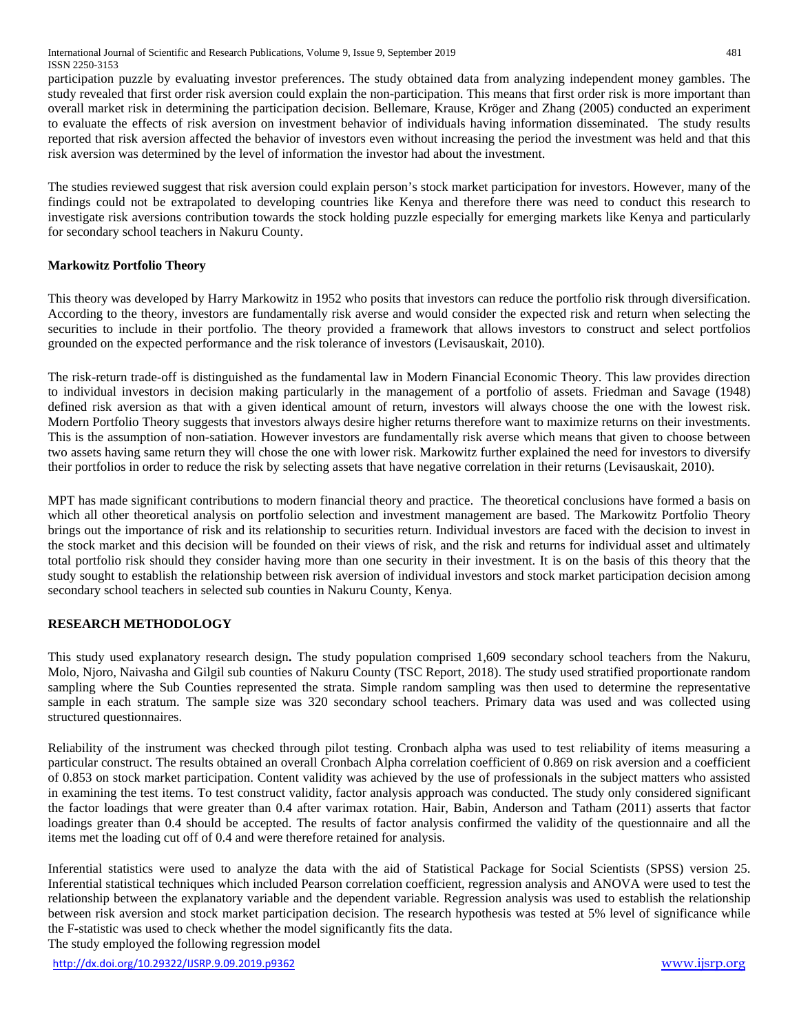participation puzzle by evaluating investor preferences. The study obtained data from analyzing independent money gambles. The study revealed that first order risk aversion could explain the non-participation. This means that first order risk is more important than overall market risk in determining the participation decision. Bellemare, Krause, Kröger and Zhang (2005) conducted an experiment to evaluate the effects of risk aversion on investment behavior of individuals having information disseminated. The study results reported that risk aversion affected the behavior of investors even without increasing the period the investment was held and that this risk aversion was determined by the level of information the investor had about the investment.

The studies reviewed suggest that risk aversion could explain person's stock market participation for investors. However, many of the findings could not be extrapolated to developing countries like Kenya and therefore there was need to conduct this research to investigate risk aversions contribution towards the stock holding puzzle especially for emerging markets like Kenya and particularly for secondary school teachers in Nakuru County.

### Markowitz Portfolio Theory

This theory was developed by Harry Markowitz in 1952 who posits that investors can reduce the portfolio risk through diversification. According to the theory, investors are fundamentally risk averse and would consider the expected risk and return when selecting the securities to include in their portfolio. The theory provided a framework that allows investors to construct and select portfolios grounded on the expected performance and the risk tolerance of investors (Levisauskait, 2010).

The risk-return trade-off is distinguished as the fundamental law in Modern Financial Economic Theory. This law provides direction to individual investors in decision making particularly in the management of a portfolio of assets. Friedman and Savage (1948) defined risk aversion as that with a given identical amount of return, investors will always choose the one with the lowest risk. Modern Portfolio Theory suggests that investors always desire higher returns therefore want to maximize returns on their investments. This is the assumption of non-satiation. However investors are fundamentally risk averse which means that given to choose between two assets having same return they will chose the one with lower risk. Markowitz further explained the need for investors to diversify their portfolios in order to reduce the risk by selecting assets that have negative correlation in their returns (Levisauskait, 2010).

MPT has made significant contributions to modern financial theory and practice. The theoretical conclusions have formed a basis on which all other theoretical analysis on portfolio selection and investment management are based. The Markowitz Portfolio Theory brings out the importance of risk and its relationship to securities return. Individual investors are faced with the decision to invest in the stock market and this decision will be founded on their views of risk, and the risk and returns for individual asset and ultimately total portfolio risk should they consider having more than one security in their investment. It is on the basis of this theory that the study sought to establish the relationship between risk aversion of individual investors and stock market participation decision among secondary school teachers in selected sub counties in Nakuru County, Kenya.

## RESEARCH METHODOLOGY

This study used explanatory research design**.** The study population comprised 1,609 secondary school teachers from the Nakuru, Molo, Njoro, Naivasha and Gilgil sub counties of Nakuru County (TSC Report, 2018). The study used stratified proportionate random sampling where the Sub Counties represented the strata. Simple random sampling was then used to determine the representative sample in each stratum. The sample size was 320 secondary school teachers. Primary data was used and was collected using structured questionnaires.

Reliability of the instrument was checked through pilot testing. Cronbach alpha was used to test reliability of items measuring a particular construct. The results obtained an overall Cronbach Alpha correlation coefficient of 0.869 on risk aversion and a coefficient of 0.853 on stock market participation. Content validity was achieved by the use of professionals in the subject matters who assisted in examining the test items. To test construct validity, factor analysis approach was conducted. The study only considered significant the factor loadings that were greater than 0.4 after varimax rotation. Hair, Babin, Anderson and Tatham (2011) asserts that factor loadings greater than 0.4 should be accepted. The results of factor analysis confirmed the validity of the questionnaire and all the items met the loading cut off of 0.4 and were therefore retained for analysis.

Inferential statistics were used to analyze the data with the aid of Statistical Package for Social Scientists (SPSS) version 25. Inferential statistical techniques which included Pearson correlation coefficient, regression analysis and ANOVA were used to test the relationship between the explanatory variable and the dependent variable. Regression analysis was used to establish the relationship between risk aversion and stock market participation decision. The research hypothesis was tested at 5% level of significance while the F-statistic was used to check whether the model significantly fits the data.

The study employed the following regression model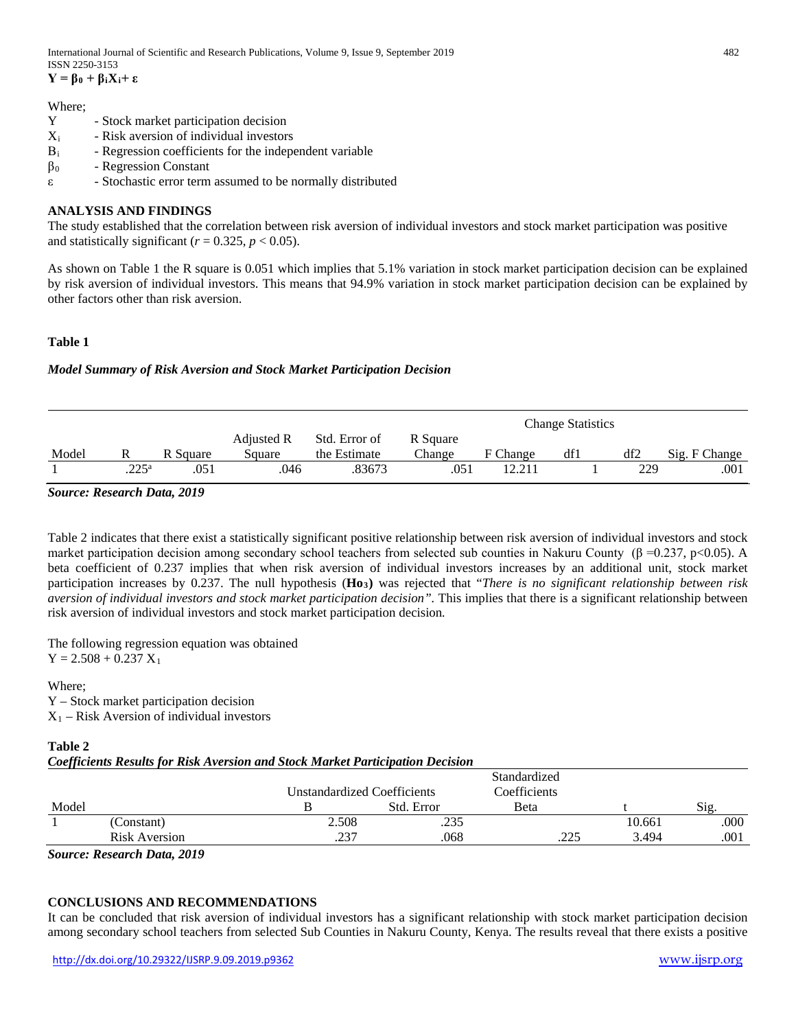$$Y = \beta_0 + \beta_i X_i + \varepsilon$$

Where;

$Y$ - Stock market participation decision

$X_i$ - Risk aversion of individual investors

$B_i$ - Regression coefficients for the independent variable

$\beta_0$ - Regression Constant

$\varepsilon$ - Stochastic error term assumed to be normally distributed

## ANALYSIS AND FINDINGS

The study established that the correlation between risk aversion of individual investors and stock market participation was positive and statistically significant ($r = 0.325$, $p < 0.05$).

As shown on Table 1 the R square is 0.051 which implies that 5.1% variation in stock market participation decision can be explained by risk aversion of individual investors. This means that 94.9% variation in stock market participation decision can be explained by other factors other than risk aversion.

**Table 1**

***Model Summary of Risk Aversion and Stock Market Participation Decision***

| | | | | | Change Statistics | | | | |
|---|---|---|---|---|---|---|---|---|---|
| Model | R | R Square | Adjusted R Square | Std. Error of the Estimate | R Square Change | F Change | df1 | df2 | Sig. F Change |
| 1 | .225[a] | .051 | .046 | .83673 | .051 | 12.211 | 1 | 229 | .001 |

***Source: Research Data, 2019***

Table 2 indicates that there exist a statistically significant positive relationship between risk aversion of individual investors and stock market participation decision among secondary school teachers from selected sub counties in Nakuru County ($\beta = 0.237$, $p<0.05$). A beta coefficient of 0.237 implies that when risk aversion of individual investors increases by an additional unit, stock market participation increases by 0.237. The null hypothesis (**$Ho_3$**) was rejected that "*There is no significant relationship between risk aversion of individual investors and stock market participation decision"*. This implies that there is a significant relationship between risk aversion of individual investors and stock market participation decision.

The following regression equation was obtained

$Y = 2.508 + 0.237 X_1$

Where;

Y – Stock market participation decision

$X_1$ – Risk Aversion of individual investors

**Table 2**

***Coefficients Results for Risk Aversion and Stock Market Participation Decision***

| Model | | Unstandardized Coefficients | | Standardized Coefficients | | |
|---|---|---|---|---|---|---|
| | | B | Std. Error | Beta | t | Sig. |
| 1 | (Constant) | 2.508 | .235 | | 10.661 | .000 |
| | Risk Aversion | .237 | .068 | .225 | 3.494 | .001 |

***Source: Research Data, 2019***

## CONCLUSIONS AND RECOMMENDATIONS

It can be concluded that risk aversion of individual investors has a significant relationship with stock market participation decision among secondary school teachers from selected Sub Counties in Nakuru County, Kenya. The results reveal that there exists a positive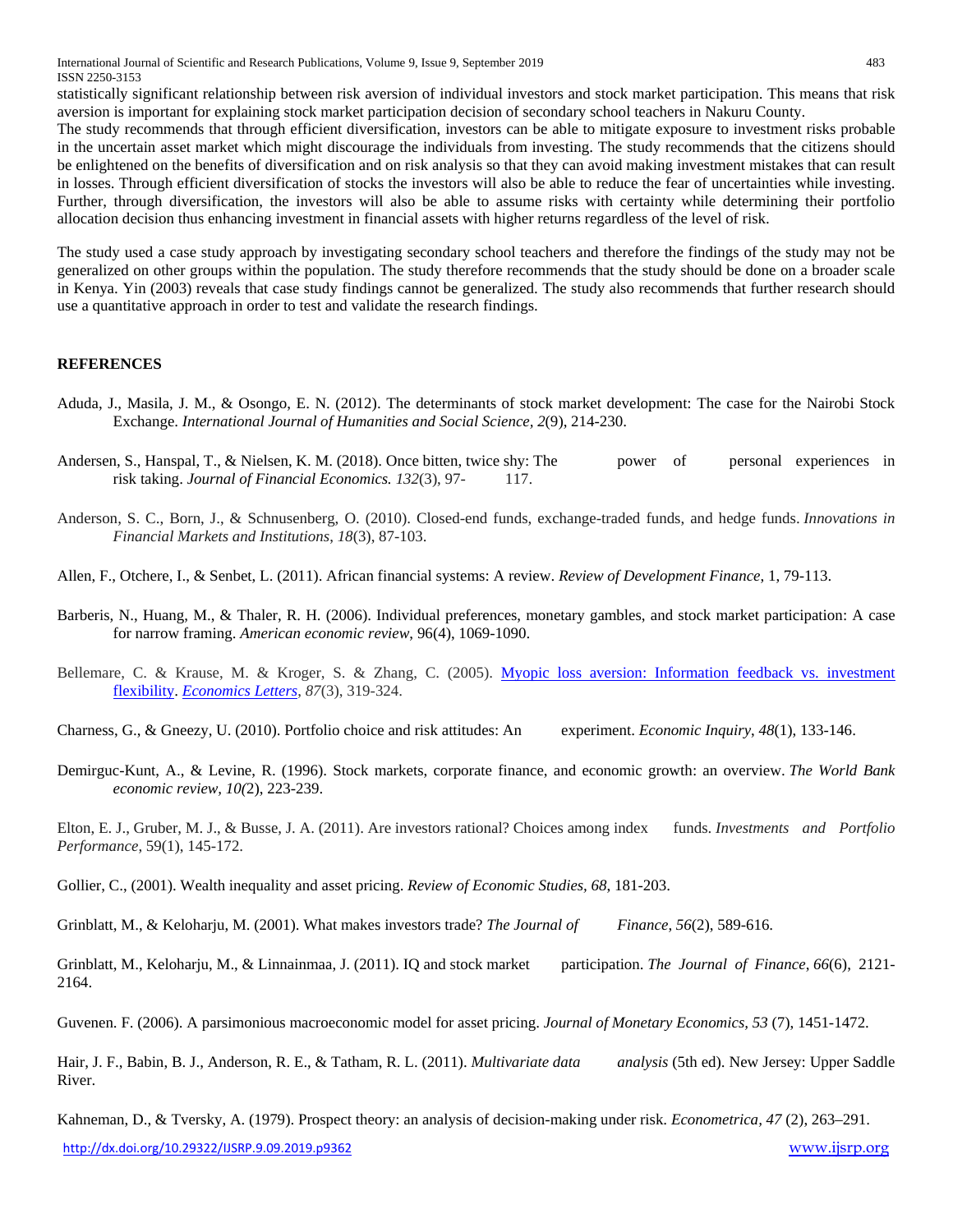statistically significant relationship between risk aversion of individual investors and stock market participation. This means that risk aversion is important for explaining stock market participation decision of secondary school teachers in Nakuru County.

The study recommends that through efficient diversification, investors can be able to mitigate exposure to investment risks probable in the uncertain asset market which might discourage the individuals from investing. The study recommends that the citizens should be enlightened on the benefits of diversification and on risk analysis so that they can avoid making investment mistakes that can result in losses. Through efficient diversification of stocks the investors will also be able to reduce the fear of uncertainties while investing. Further, through diversification, the investors will also be able to assume risks with certainty while determining their portfolio allocation decision thus enhancing investment in financial assets with higher returns regardless of the level of risk.

The study used a case study approach by investigating secondary school teachers and therefore the findings of the study may not be generalized on other groups within the population. The study therefore recommends that the study should be done on a broader scale in Kenya. Yin (2003) reveals that case study findings cannot be generalized. The study also recommends that further research should use a quantitative approach in order to test and validate the research findings.

## REFERENCES

Aduda, J., Masila, J. M., & Osongo, E. N. (2012). The determinants of stock market development: The case for the Nairobi Stock Exchange. *International Journal of Humanities and Social Science, 2*(9), 214-230.

Andersen, S., Hanspal, T., & Nielsen, K. M. (2018). Once bitten, twice shy: The power of personal experiences in risk taking. *Journal of Financial Economics. 132*(3), 97- 117.

Anderson, S. C., Born, J., & Schnusenberg, O. (2010). Closed-end funds, exchange-traded funds, and hedge funds. *Innovations in Financial Markets and Institutions*, *18*(3), 87-103.

Allen, F., Otchere, I., & Senbet, L. (2011). African financial systems: A review. *Review of Development Finance*, 1, 79-113.

Barberis, N., Huang, M., & Thaler, R. H. (2006). Individual preferences, monetary gambles, and stock market participation: A case for narrow framing. *American economic review*, 96(4), 1069-1090.

Bellemare, C. & Krause, M. & Kroger, S. & Zhang, C. (2005). Myopic loss aversion: Information feedback vs. investment flexibility. *Economics Letters*, *87*(3), 319-324.

Charness, G., & Gneezy, U. (2010). Portfolio choice and risk attitudes: An experiment. *Economic Inquiry*, *48*(1), 133-146.

Demirguc-Kunt, A., & Levine, R. (1996). Stock markets, corporate finance, and economic growth: an overview. *The World Bank economic review, 10(*2), 223-239.

Elton, E. J., Gruber, M. J., & Busse, J. A. (2011). Are investors rational? Choices among index funds. *Investments and Portfolio Performance*, 59(1), 145-172.

Gollier, C., (2001). Wealth inequality and asset pricing. *Review of Economic Studies, 68*, 181-203.

Grinblatt, M., & Keloharju, M. (2001). What makes investors trade? *The Journal of Finance*, *56*(2), 589-616.

Grinblatt, M., Keloharju, M., & Linnainmaa, J. (2011). IQ and stock market participation. *The Journal of Finance*, *66*(6), 2121-2164.

Guvenen. F. (2006). A parsimonious macroeconomic model for asset pricing. *Journal of Monetary Economics, 53* (7), 1451-1472.

Hair, J. F., Babin, B. J., Anderson, R. E., & Tatham, R. L. (2011). *Multivariate data analysis* (5th ed). New Jersey: Upper Saddle River.

Kahneman, D., & Tversky, A. (1979). Prospect theory: an analysis of decision-making under risk. *Econometrica, 47* (2), 263–291.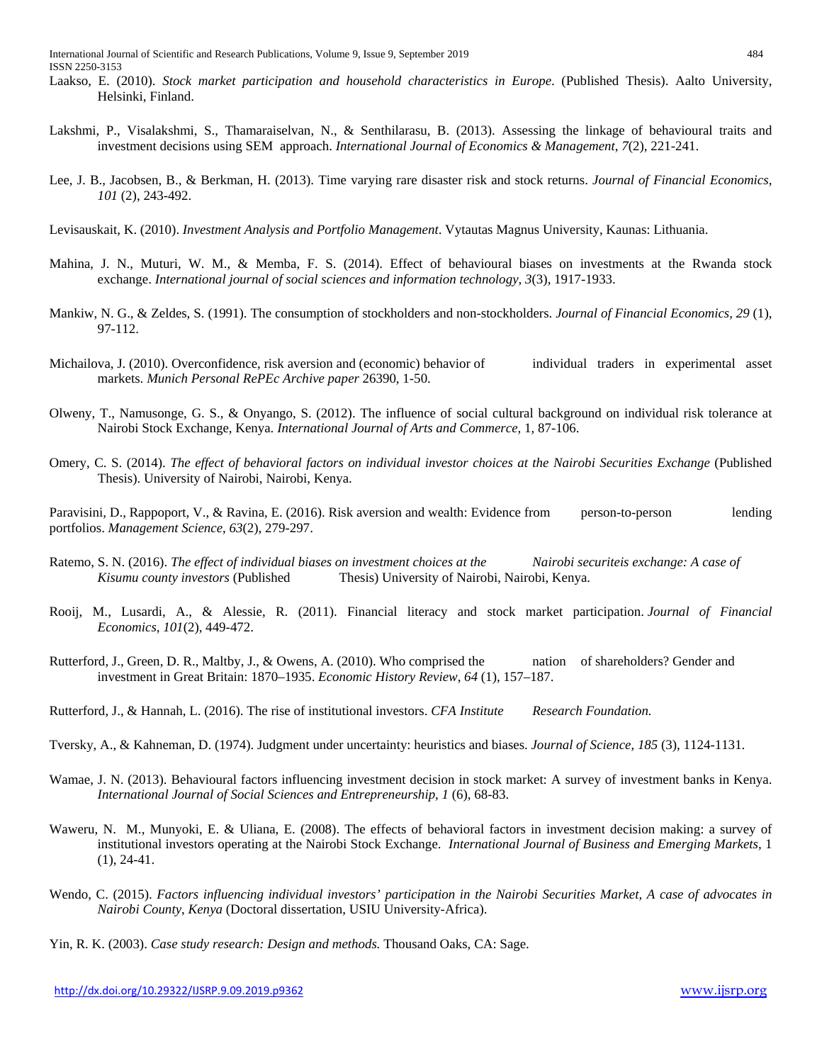Laakso, E. (2010). *Stock market participation and household characteristics in Europe*. (Published Thesis). Aalto University, Helsinki, Finland.

Lakshmi, P., Visalakshmi, S., Thamaraiselvan, N., & Senthilarasu, B. (2013). Assessing the linkage of behavioural traits and investment decisions using SEM approach. *International Journal of Economics & Management*, *7*(2), 221-241.

Lee, J. B., Jacobsen, B., & Berkman, H. (2013). Time varying rare disaster risk and stock returns. *Journal of Financial Economics*, *101* (2), 243-492.

Levisauskait, K. (2010). *Investment Analysis and Portfolio Management*. Vytautas Magnus University, Kaunas: Lithuania.

Mahina, J. N., Muturi, W. M., & Memba, F. S. (2014). Effect of behavioural biases on investments at the Rwanda stock exchange. *International journal of social sciences and information technology*, *3*(3), 1917-1933.

Mankiw, N. G., & Zeldes, S. (1991). The consumption of stockholders and non-stockholders. *Journal of Financial Economics, 29* (1), 97-112.

Michailova, J. (2010). Overconfidence, risk aversion and (economic) behavior of individual traders in experimental asset markets. *Munich Personal RePEc Archive paper* 26390, 1-50.

Olweny, T., Namusonge, G. S., & Onyango, S. (2012). The influence of social cultural background on individual risk tolerance at Nairobi Stock Exchange, Kenya. *International Journal of Arts and Commerce,* 1, 87-106.

Omery, C. S. (2014). *The effect of behavioral factors on individual investor choices at the Nairobi Securities Exchange* (Published Thesis). University of Nairobi, Nairobi, Kenya.

Paravisini, D., Rappoport, V., & Ravina, E. (2016). Risk aversion and wealth: Evidence from person-to-person lending portfolios. *Management Science*, *63*(2), 279-297.

Ratemo, S. N. (2016). *The effect of individual biases on investment choices at the Nairobi securiteis exchange: A case of Kisumu county investors* (Published Thesis) University of Nairobi, Nairobi, Kenya.

Rooij, M., Lusardi, A., & Alessie, R. (2011). Financial literacy and stock market participation. *Journal of Financial Economics*, *101*(2), 449-472.

Rutterford, J., Green, D. R., Maltby, J., & Owens, A. (2010). Who comprised the nation of shareholders? Gender and investment in Great Britain: 1870–1935. *Economic History Review*, *64* (1), 157–187.

Rutterford, J., & Hannah, L. (2016). The rise of institutional investors. *CFA Institute Research Foundation.*

Tversky, A., & Kahneman, D. (1974). Judgment under uncertainty: heuristics and biases. *Journal of Science*, *185* (3), 1124-1131.

Wamae, J. N. (2013). Behavioural factors influencing investment decision in stock market: A survey of investment banks in Kenya. *International Journal of Social Sciences and Entrepreneurship, 1* (6), 68-83.

Waweru, N. M., Munyoki, E. & Uliana, E. (2008). The effects of behavioral factors in investment decision making: a survey of institutional investors operating at the Nairobi Stock Exchange. *International Journal of Business and Emerging Markets*, 1 (1), 24-41.

Wendo, C. (2015). *Factors influencing individual investors' participation in the Nairobi Securities Market, A case of advocates in Nairobi County, Kenya* (Doctoral dissertation, USIU University-Africa).

Yin, R. K. (2003). *Case study research: Design and methods.* Thousand Oaks, CA: Sage.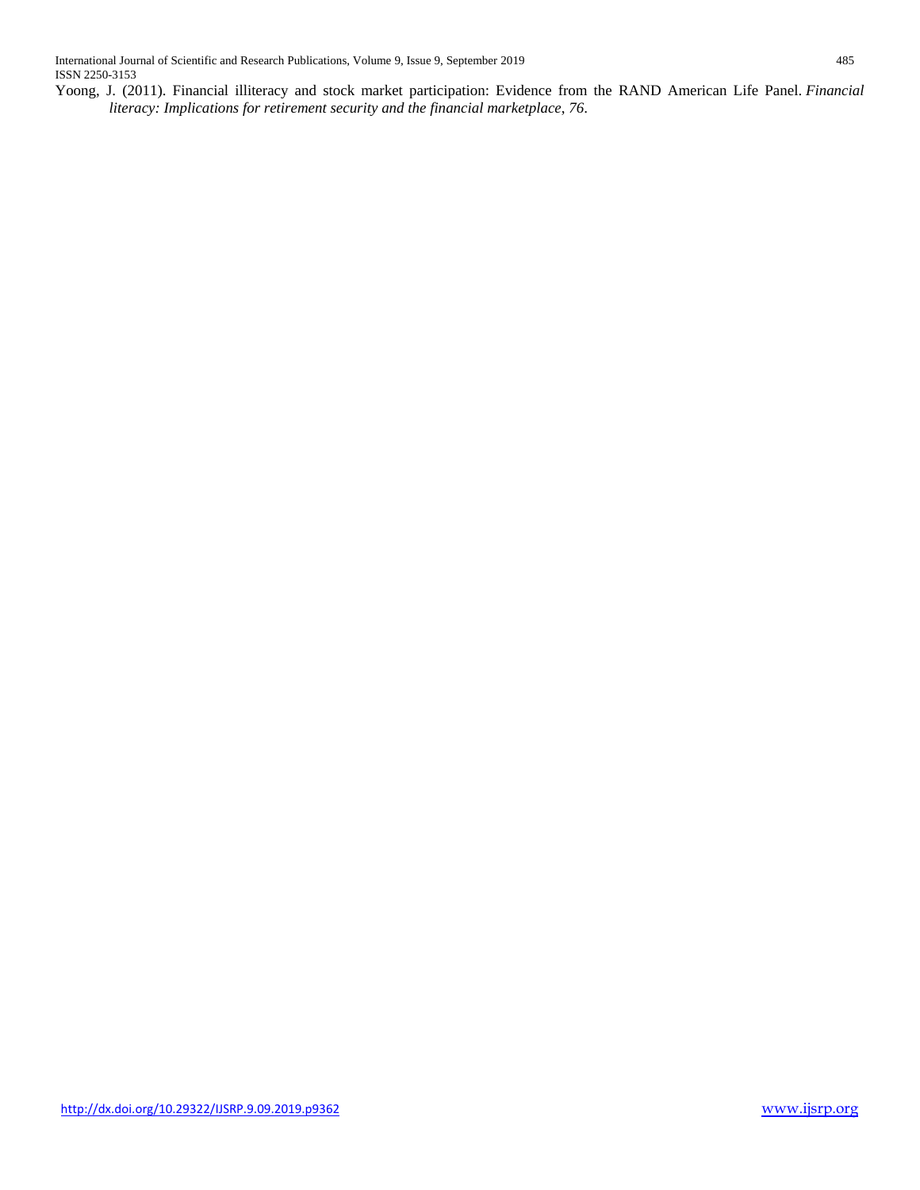Yoong, J. (2011). Financial illiteracy and stock market participation: Evidence from the RAND American Life Panel. *Financial literacy: Implications for retirement security and the financial marketplace*, *76*.